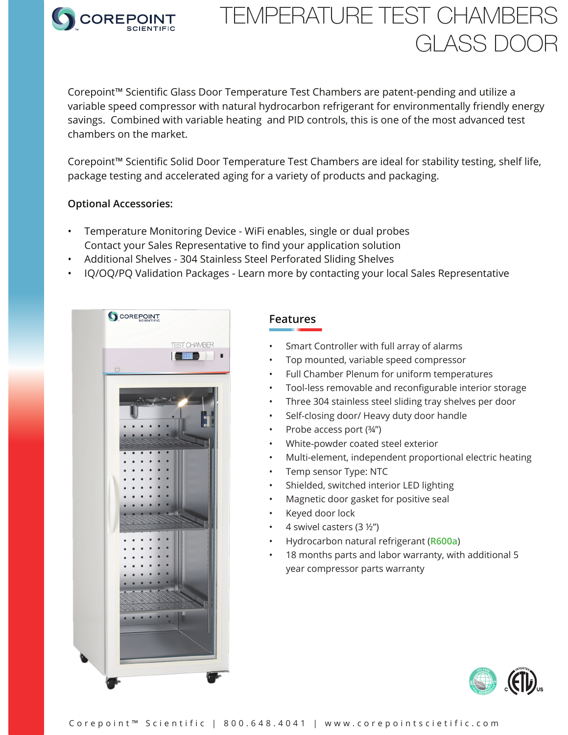# TEMPERATURE TEST CHAMBERS GLASS DOOR

Corepoint™ Scientific Glass Door Temperature Test Chambers are patent-pending and utilize a variable speed compressor with natural hydrocarbon refrigerant for environmentally friendly energy savings. Combined with variable heating and PID controls, this is one of the most advanced test chambers on the market.

Corepoint™ Scientific Solid Door Temperature Test Chambers are ideal for stability testing, shelf life, package testing and accelerated aging for a variety of products and packaging.

**Optional Accessories:**

- Temperature Monitoring Device - WiFi enables, single or dual probes
  Contact your Sales Representative to find your application solution
- Additional Shelves - 304 Stainless Steel Perforated Sliding Shelves
- IQ/OQ/PQ Validation Packages - Learn more by contacting your local Sales Representative

## Features

- Smart Controller with full array of alarms
- Top mounted, variable speed compressor
- Full Chamber Plenum for uniform temperatures
- Tool-less removable and reconfigurable interior storage
- Three 304 stainless steel sliding tray shelves per door
- Self-closing door/ Heavy duty door handle
- Probe access port (¾")
- White-powder coated steel exterior
- Multi-element, independent proportional electric heating
- Temp sensor Type: NTC
- Shielded, switched interior LED lighting
- Magnetic door gasket for positive seal
- Keyed door lock
- 4 swivel casters (3 ½")
- Hydrocarbon natural refrigerant (**R600a**)
- 18 months parts and labor warranty, with additional 5 year compressor parts warranty

Corepoint™ Scientific | 800.648.4041 | www.corepointscietific.com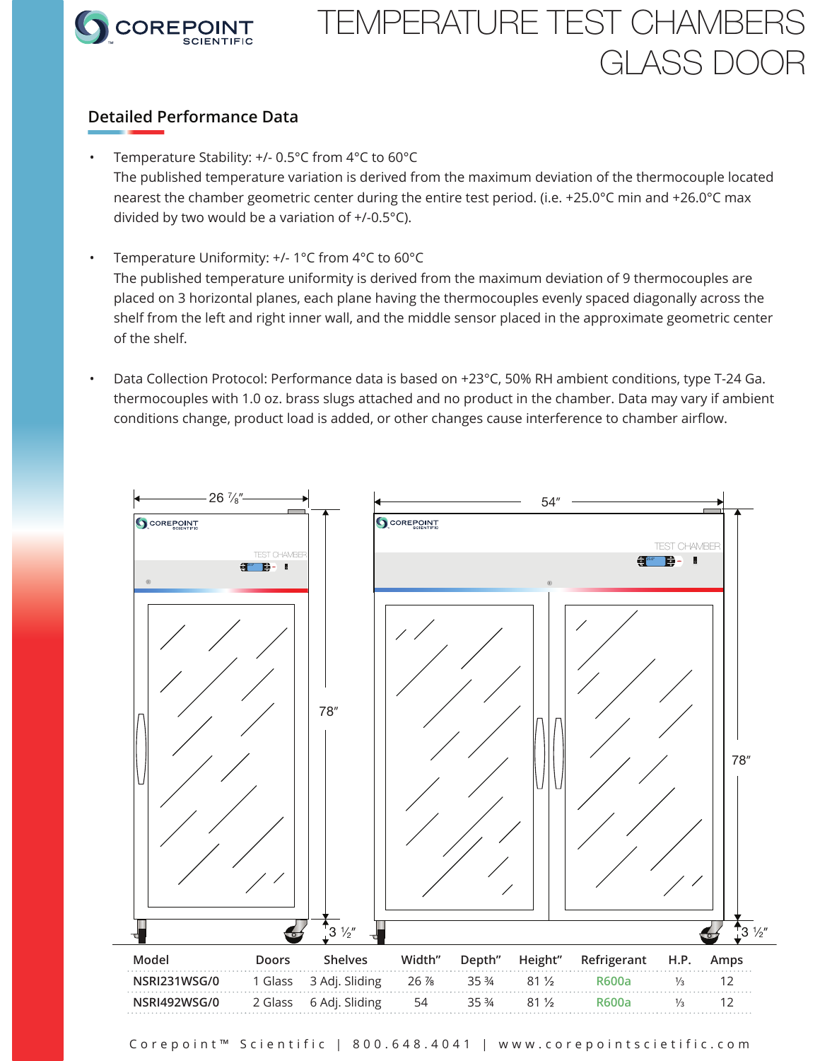# TEMPERATURE TEST CHAMBERS GLASS DOOR

## Detailed Performance Data

- Temperature Stability: +/- 0.5°C from 4°C to 60°C
  The published temperature variation is derived from the maximum deviation of the thermocouple located nearest the chamber geometric center during the entire test period. (i.e. +25.0°C min and +26.0°C max divided by two would be a variation of +/-0.5°C).

- Temperature Uniformity: +/- 1°C from 4°C to 60°C
  The published temperature uniformity is derived from the maximum deviation of 9 thermocouples are placed on 3 horizontal planes, each plane having the thermocouples evenly spaced diagonally across the shelf from the left and right inner wall, and the middle sensor placed in the approximate geometric center of the shelf.

- Data Collection Protocol: Performance data is based on +23°C, 50% RH ambient conditions, type T-24 Ga. thermocouples with 1.0 oz. brass slugs attached and no product in the chamber. Data may vary if ambient conditions change, product load is added, or other changes cause interference to chamber airflow.

26 ⅞″
78″
3 ½″
54″
78″
3 ½″

| Model | Doors | Shelves | Width" | Depth" | Height" | Refrigerant | H.P. | Amps |
|---|---|---|---|---|---|---|---|---|
| NSRI231WSG/0 | 1 Glass | 3 Adj. Sliding | 26 ⅞ | 35 ¾ | 81 ½ | R600a | ⅓ | 12 |
| NSRI492WSG/0 | 2 Glass | 6 Adj. Sliding | 54 | 35 ¾ | 81 ½ | R600a | ⅓ | 12 |

Corepoint™ Scientific | 800.648.4041 | www.corepointscietific.com